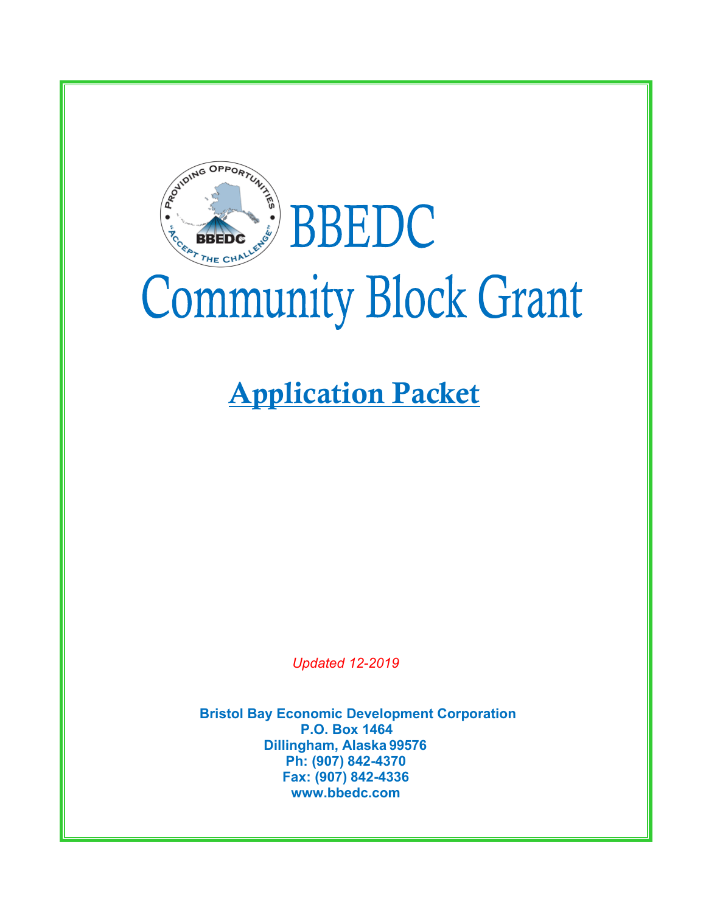# BBEDC
# Community Block Grant

## Application Packet

*Updated 12-2019*

**Bristol Bay Economic Development Corporation**
**P.O. Box 1464**
**Dillingham, Alaska 99576**
**Ph: (907) 842-4370**
**Fax: (907) 842-4336**
**www.bbedc.com**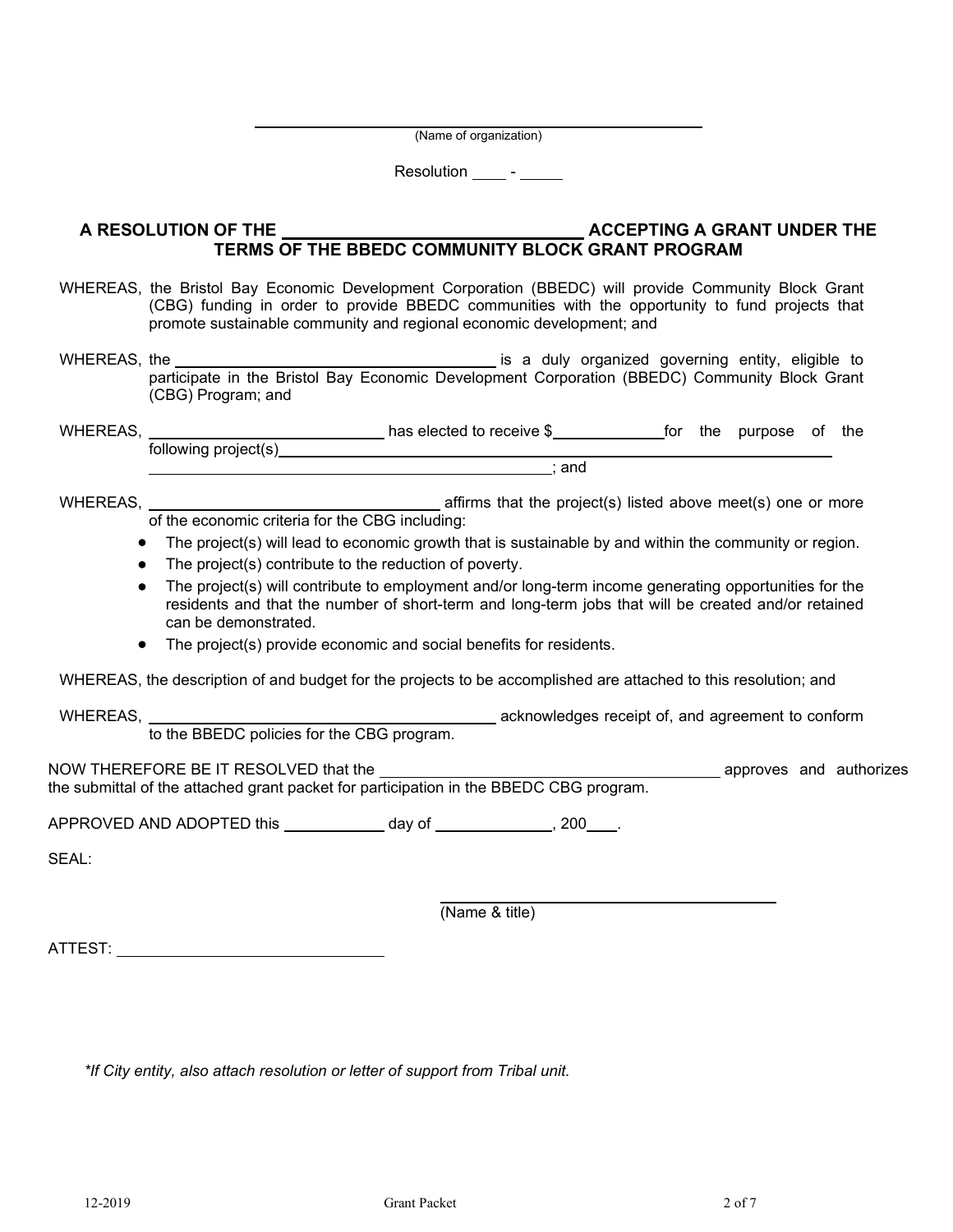\_\_\_\_\_\_\_\_\_\_\_\_\_\_\_\_\_\_\_\_\_\_\_\_\_\_\_\_\_\_\_\_\_\_\_\_\_\_\_\_

(Name of organization)

Resolution \_\_\_\_ - \_\_\_\_\_

**A RESOLUTION OF THE \_\_\_\_\_\_\_\_\_\_\_\_\_\_\_\_\_\_\_\_\_\_\_\_\_\_\_\_\_\_\_\_ ACCEPTING A GRANT UNDER THE TERMS OF THE BBEDC COMMUNITY BLOCK GRANT PROGRAM**

WHEREAS, the Bristol Bay Economic Development Corporation (BBEDC) will provide Community Block Grant (CBG) funding in order to provide BBEDC communities with the opportunity to fund projects that promote sustainable community and regional economic development; and

WHEREAS, the \_\_\_\_\_\_\_\_\_\_\_\_\_\_\_\_\_\_\_\_\_\_\_\_\_\_\_\_\_\_\_\_\_\_\_\_\_\_ is a duly organized governing entity, eligible to participate in the Bristol Bay Economic Development Corporation (BBEDC) Community Block Grant (CBG) Program; and

WHEREAS, \_\_\_\_\_\_\_\_\_\_\_\_\_\_\_\_\_\_\_\_\_\_\_\_\_\_\_\_ has elected to receive $\_\_\_\_\_\_\_\_\_\_\_\_\_ for the purpose of the following project(s)\_\_\_\_\_\_\_\_\_\_\_\_\_\_\_\_\_\_\_\_\_\_\_\_\_\_\_\_\_\_\_\_\_\_\_\_\_\_\_\_\_\_\_\_\_\_\_\_\_\_\_\_\_\_\_\_\_\_\_\_\_\_\_\_ \_\_\_\_\_\_\_\_\_\_\_\_\_\_\_\_\_\_\_\_\_\_\_\_\_\_\_\_\_\_\_\_\_\_\_\_\_\_\_\_\_\_\_\_\_\_\_\_\_\_\_\_; and

WHEREAS, \_\_\_\_\_\_\_\_\_\_\_\_\_\_\_\_\_\_\_\_\_\_\_\_\_\_\_\_\_\_\_\_\_\_\_ affirms that the project(s) listed above meet(s) one or more of the economic criteria for the CBG including:

- The project(s) will lead to economic growth that is sustainable by and within the community or region.
- The project(s) contribute to the reduction of poverty.
- The project(s) will contribute to employment and/or long-term income generating opportunities for the residents and that the number of short-term and long-term jobs that will be created and/or retained can be demonstrated.
- The project(s) provide economic and social benefits for residents.

WHEREAS, the description of and budget for the projects to be accomplished are attached to this resolution; and

WHEREAS, \_\_\_\_\_\_\_\_\_\_\_\_\_\_\_\_\_\_\_\_\_\_\_\_\_\_\_\_\_\_\_\_\_\_\_\_\_\_\_\_\_\_ acknowledges receipt of, and agreement to conform to the BBEDC policies for the CBG program.

NOW THEREFORE BE IT RESOLVED that the \_\_\_\_\_\_\_\_\_\_\_\_\_\_\_\_\_\_\_\_\_\_\_\_\_\_\_\_\_\_\_\_\_\_\_\_\_\_\_\_\_\_ approves and authorizes the submittal of the attached grant packet for participation in the BBEDC CBG program.

APPROVED AND ADOPTED this \_\_\_\_\_\_\_\_\_\_\_\_ day of \_\_\_\_\_\_\_\_\_\_\_\_\_\_, 200\_\_\_\_.

SEAL:

\_\_\_\_\_\_\_\_\_\_\_\_\_\_\_\_\_\_\_\_\_\_\_\_\_\_\_\_\_\_\_\_\_\_\_\_\_\_\_\_\_\_

(Name & title)

ATTEST: \_\_\_\_\_\_\_\_\_\_\_\_\_\_\_\_\_\_\_\_\_\_\_\_\_\_\_\_\_\_\_\_\_\_

*\*If City entity, also attach resolution or letter of support from Tribal unit.*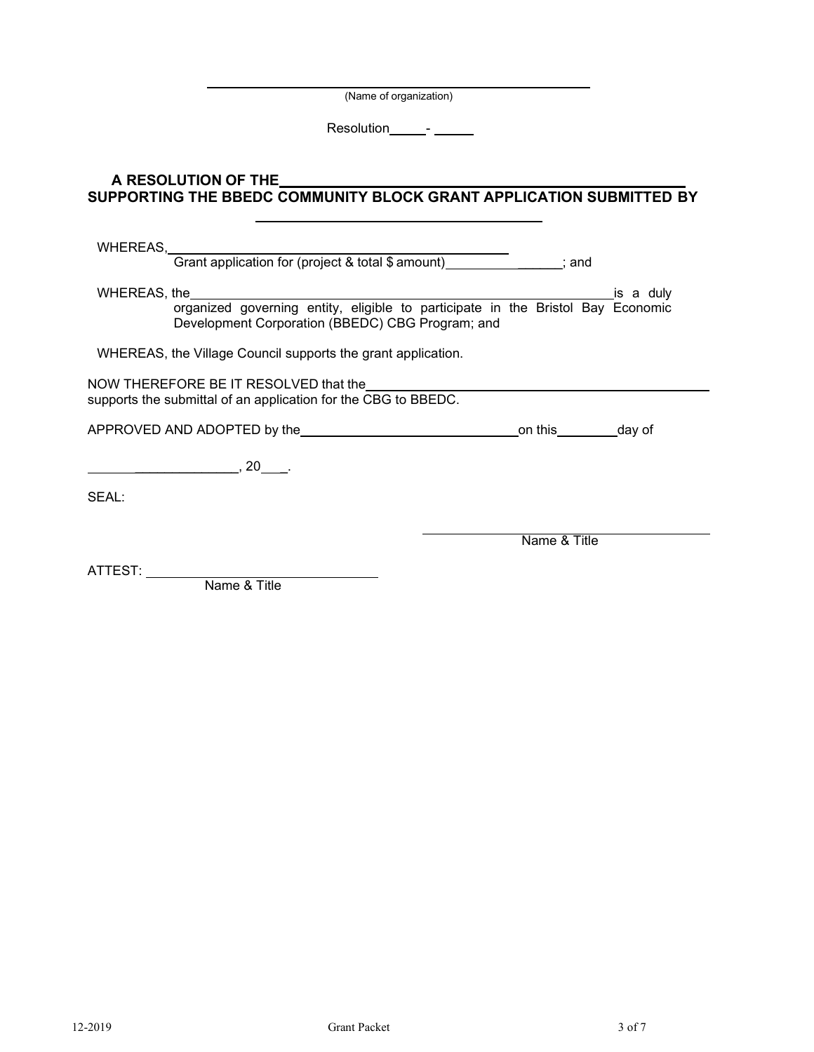\_\_\_\_\_\_\_\_\_\_\_\_\_\_\_\_\_\_\_\_\_\_\_\_\_\_\_\_\_\_\_\_\_\_\_\_\_\_\_\_\_\_\_\_

(Name of organization)

Resolution \_\_\_\_\_ - \_\_\_\_\_

**A RESOLUTION OF THE \_\_\_\_\_\_\_\_\_\_\_\_\_\_\_\_\_\_\_\_\_\_\_\_\_\_\_\_\_\_\_\_\_\_\_\_\_\_\_\_\_\_\_\_\_\_\_\_\_\_\_\_**
**SUPPORTING THE BBEDC COMMUNITY BLOCK GRANT APPLICATION SUBMITTED BY**

**\_\_\_\_\_\_\_\_\_\_\_\_\_\_\_\_\_\_\_\_\_\_\_\_\_\_\_\_\_\_\_\_\_\_\_\_\_\_\_\_**

WHEREAS, \_\_\_\_\_\_\_\_\_\_\_\_\_\_\_\_\_\_\_\_\_\_\_\_\_\_\_\_\_\_\_\_\_\_\_\_\_\_\_\_\_\_\_\_\_\_
Grant application for (project & total $ amount) \_\_\_\_\_\_\_\_\_\_\_\_\_\_\_\_; and

WHEREAS, the \_\_\_\_\_\_\_\_\_\_\_\_\_\_\_\_\_\_\_\_\_\_\_\_\_\_\_\_\_\_\_\_\_\_\_\_\_\_\_\_\_\_\_\_\_\_\_\_\_\_\_\_\_\_\_\_ is a duly organized governing entity, eligible to participate in the Bristol Bay Economic Development Corporation (BBEDC) CBG Program; and

WHEREAS, the Village Council supports the grant application.

NOW THEREFORE BE IT RESOLVED that the \_\_\_\_\_\_\_\_\_\_\_\_\_\_\_\_\_\_\_\_\_\_\_\_\_\_\_\_\_\_\_\_\_\_\_\_\_\_\_\_\_\_\_\_\_\_\_\_ supports the submittal of an application for the CBG to BBEDC.

APPROVED AND ADOPTED by the \_\_\_\_\_\_\_\_\_\_\_\_\_\_\_\_\_\_\_\_\_\_\_\_\_\_\_\_\_\_\_\_ on this \_\_\_\_\_\_\_\_ day of

\_\_\_\_\_\_\_\_\_\_\_\_\_\_\_\_\_\_\_\_\_\_, 20\_\_\_.

SEAL:

\_\_\_\_\_\_\_\_\_\_\_\_\_\_\_\_\_\_\_\_\_\_\_\_\_\_\_\_\_\_\_\_\_\_\_\_\_\_\_\_
Name & Title

ATTEST: \_\_\_\_\_\_\_\_\_\_\_\_\_\_\_\_\_\_\_\_\_\_\_\_\_\_\_\_\_\_\_\_
Name & Title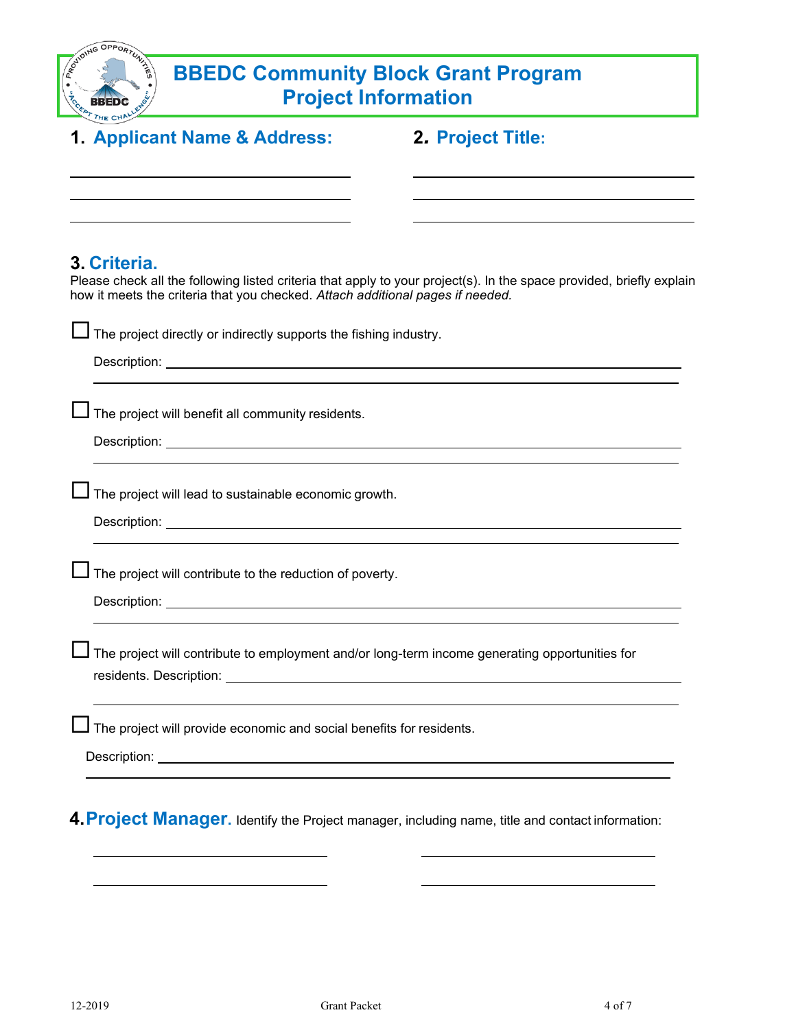# BBEDC Community Block Grant Program
# Project Information

## 1. Applicant Name & Address:

______________________________

______________________________

______________________________

## 2. Project Title:

______________________________

______________________________

______________________________

## 3. Criteria.

Please check all the following listed criteria that apply to your project(s). In the space provided, briefly explain how it meets the criteria that you checked. *Attach additional pages if needed.*

☐ The project directly or indirectly supports the fishing industry.

Description: ______________________________

☐ The project will benefit all community residents.

Description: ______________________________

☐ The project will lead to sustainable economic growth.

Description: ______________________________

☐ The project will contribute to the reduction of poverty.

Description: ______________________________

☐ The project will contribute to employment and/or long-term income generating opportunities for residents. Description: ______________________________

☐ The project will provide economic and social benefits for residents.

Description: ______________________________

## 4. Project Manager.

Identify the Project manager, including name, title and contact information:

______________________________ ______________________________

______________________________ ______________________________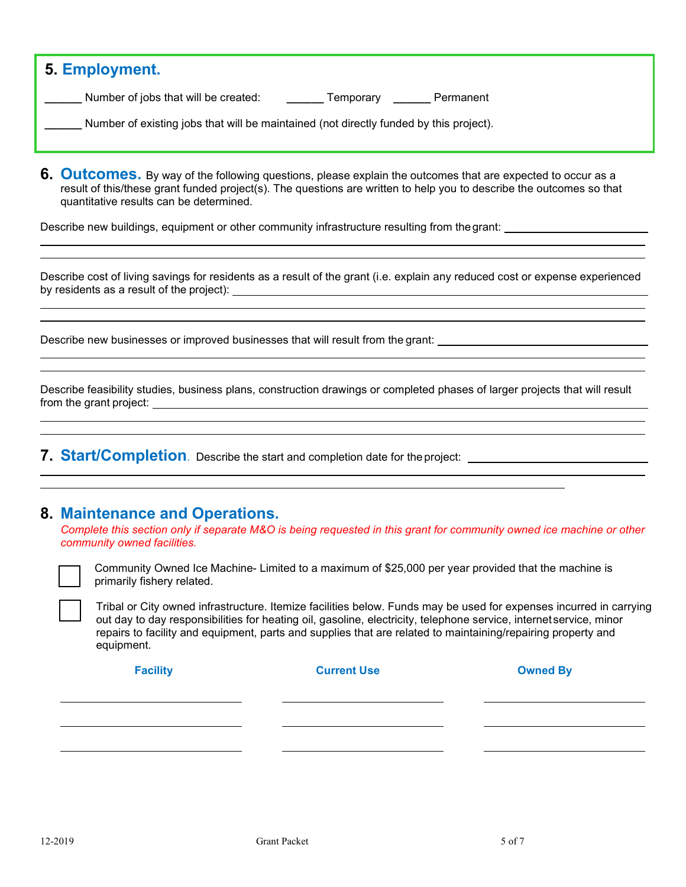## 5. Employment.

______ Number of jobs that will be created: ______ Temporary ______ Permanent

______ Number of existing jobs that will be maintained (not directly funded by this project).

## 6. Outcomes.

By way of the following questions, please explain the outcomes that are expected to occur as a result of this/these grant funded project(s). The questions are written to help you to describe the outcomes so that quantitative results can be determined.

Describe new buildings, equipment or other community infrastructure resulting from the grant: ______________________

Describe cost of living savings for residents as a result of the grant (i.e. explain any reduced cost or expense experienced by residents as a result of the project): ______________________

Describe new businesses or improved businesses that will result from the grant: ______________________

Describe feasibility studies, business plans, construction drawings or completed phases of larger projects that will result from the grant project: ______________________

## 7. Start/Completion.

Describe the start and completion date for the project: ______________________

## 8. Maintenance and Operations.

*Complete this section only if separate M&O is being requested in this grant for community owned ice machine or other community owned facilities.*

☐ Community Owned Ice Machine- Limited to a maximum of $25,000 per year provided that the machine is primarily fishery related.

☐ Tribal or City owned infrastructure. Itemize facilities below. Funds may be used for expenses incurred in carrying out day to day responsibilities for heating oil, gasoline, electricity, telephone service, internet service, minor repairs to facility and equipment, parts and supplies that are related to maintaining/repairing property and equipment.

| Facility | Current Use | Owned By |
|---|---|---|
| | | |
| | | |
| | | |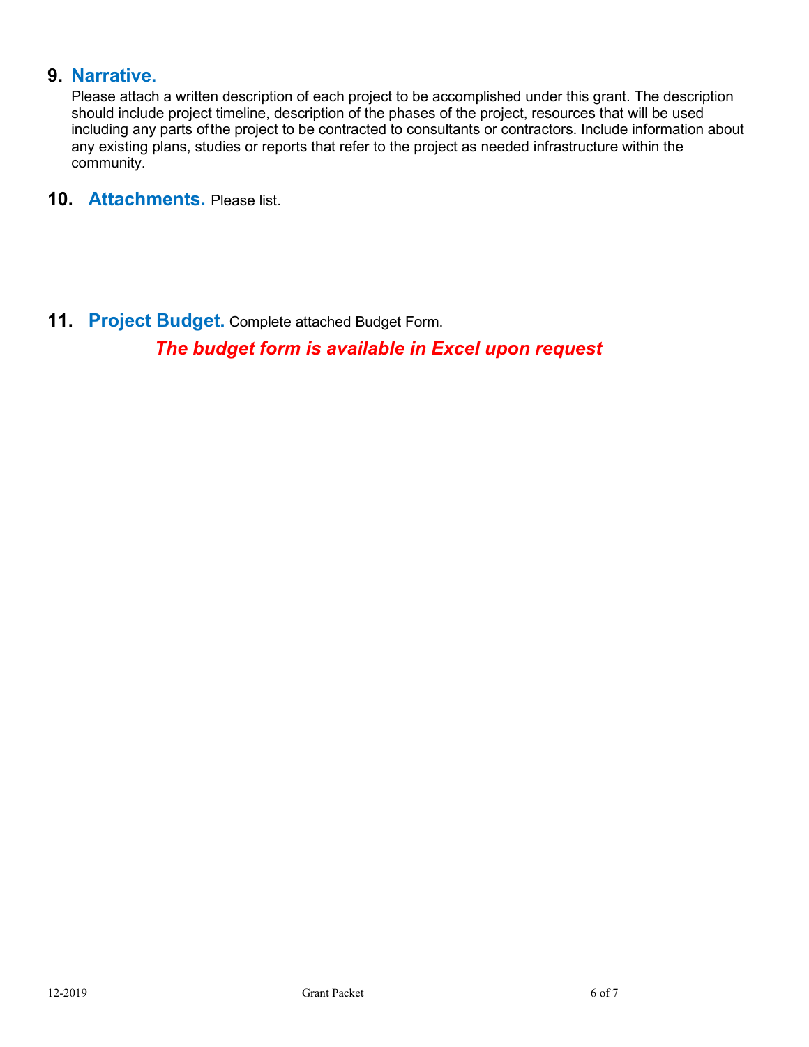## 9. Narrative.

Please attach a written description of each project to be accomplished under this grant. The description should include project timeline, description of the phases of the project, resources that will be used including any parts of the project to be contracted to consultants or contractors. Include information about any existing plans, studies or reports that refer to the project as needed infrastructure within the community.

## 10. Attachments. 

Please list.

## 11. Project Budget. 

Complete attached Budget Form.

***The budget form is available in Excel upon request***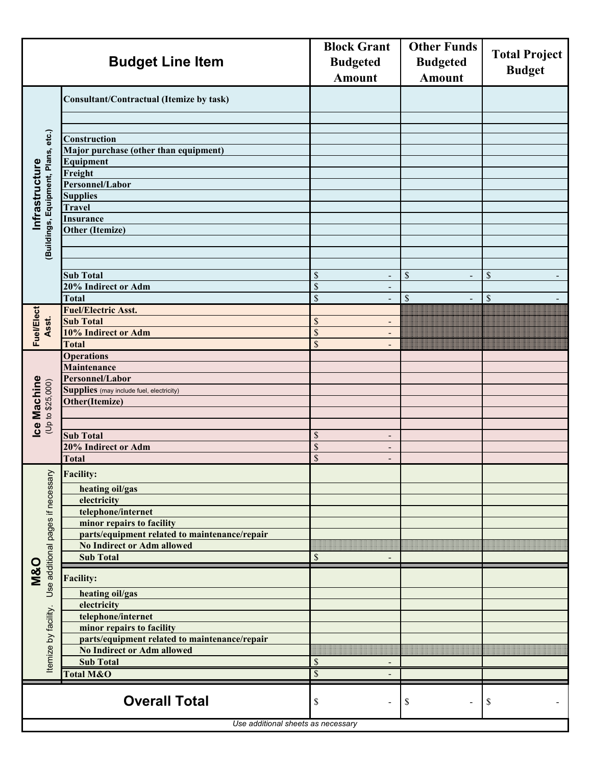| Budget Line Item | | Block Grant Budgeted Amount | Other Funds Budgeted Amount | Total Project Budget |
|---|---|---|---|---|
| Infrastructure (Buildings, Equipment, Plans, etc.) | Consultant/Contractual (Itemize by task) | | | |
| | | | | |
| | | | | |
| | Construction | | | |
| | Major purchase (other than equipment) | | | |
| | Equipment | | | |
| | Freight | | | |
| | Personnel/Labor | | | |
| | Supplies | | | |
| | Travel | | | |
| | Insurance | | | |
| | Other (Itemize) | | | |
| | | | | |
| | | | | |
| | | | | |
| | Sub Total | $ - | $ - | $ - |
| | 20% Indirect or Adm | $ - | | |
| | Total | $ - | $ - | $ - |
| Fuel/Elect Asst. | Fuel/Electric Asst. | | | |
| | Sub Total | $ - | | |
| | 10% Indirect or Adm | $ - | | |
| | Total | $ - | | |
| Ice Machine (Up to $25,000) | Operations | | | |
| | Maintenance | | | |
| | Personnel/Labor | | | |
| | Supplies (may include fuel, electricity) | | | |
| | Other(Itemize) | | | |
| | | | | |
| | | | | |
| | Sub Total | $ - | | |
| | 20% Indirect or Adm | $ - | | |
| | Total | $ - | | |
| M&O Itemize by facility. Use additional pages if necessary | Facility: | | | |
| | heating oil/gas | | | |
| | electricity | | | |
| | telephone/internet | | | |
| | minor repairs to facility | | | |
| | parts/equipment related to maintenance/repair | | | |
| | No Indirect or Adm allowed | | | |
| | Sub Total | $ - | | |
| | Facility: | | | |
| | heating oil/gas | | | |
| | electricity | | | |
| | telephone/internet | | | |
| | minor repairs to facility | | | |
| | parts/equipment related to maintenance/repair | | | |
| | No Indirect or Adm allowed | | | |
| | Sub Total | $ - | | |
| | Total M&O | $ - | | |
| **Overall Total** | | $ - | $ - | $ - |

*Use additional sheets as necessary*